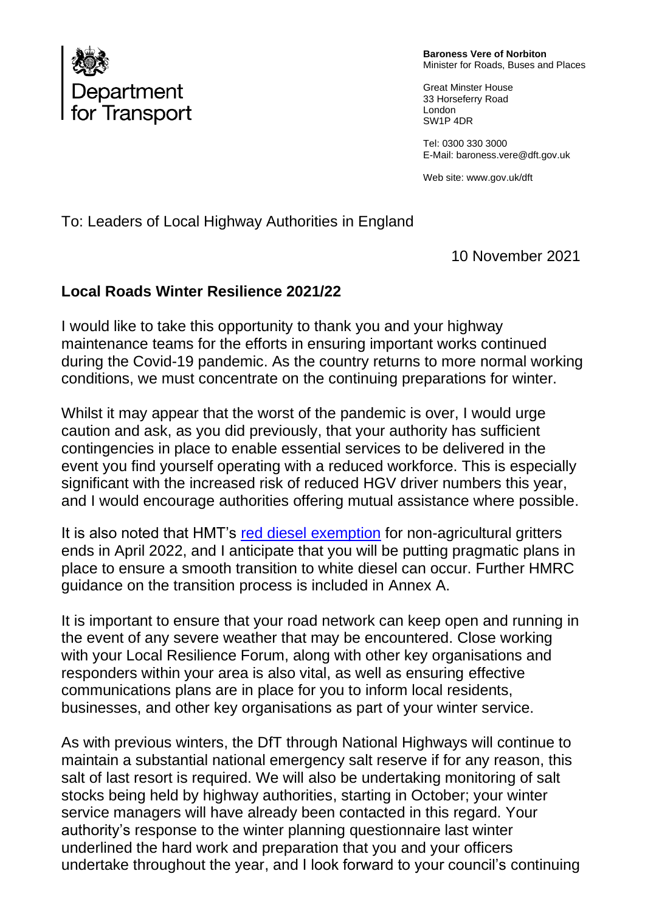Department for Transport

**Baroness Vere of Norbiton**
Minister for Roads, Buses and Places

Great Minster House
33 Horseferry Road
London
SW1P 4DR

Tel: 0300 330 3000
E-Mail: baroness.vere@dft.gov.uk

Web site: www.gov.uk/dft

To: Leaders of Local Highway Authorities in England

10 November 2021

**Local Roads Winter Resilience 2021/22**

I would like to take this opportunity to thank you and your highway maintenance teams for the efforts in ensuring important works continued during the Covid-19 pandemic. As the country returns to more normal working conditions, we must concentrate on the continuing preparations for winter.

Whilst it may appear that the worst of the pandemic is over, I would urge caution and ask, as you did previously, that your authority has sufficient contingencies in place to enable essential services to be delivered in the event you find yourself operating with a reduced workforce. This is especially significant with the increased risk of reduced HGV driver numbers this year, and I would encourage authorities offering mutual assistance where possible.

It is also noted that HMT's red diesel exemption for non-agricultural gritters ends in April 2022, and I anticipate that you will be putting pragmatic plans in place to ensure a smooth transition to white diesel can occur. Further HMRC guidance on the transition process is included in Annex A.

It is important to ensure that your road network can keep open and running in the event of any severe weather that may be encountered. Close working with your Local Resilience Forum, along with other key organisations and responders within your area is also vital, as well as ensuring effective communications plans are in place for you to inform local residents, businesses, and other key organisations as part of your winter service.

As with previous winters, the DfT through National Highways will continue to maintain a substantial national emergency salt reserve if for any reason, this salt of last resort is required. We will also be undertaking monitoring of salt stocks being held by highway authorities, starting in October; your winter service managers will have already been contacted in this regard. Your authority's response to the winter planning questionnaire last winter underlined the hard work and preparation that you and your officers undertake throughout the year, and I look forward to your council's continuing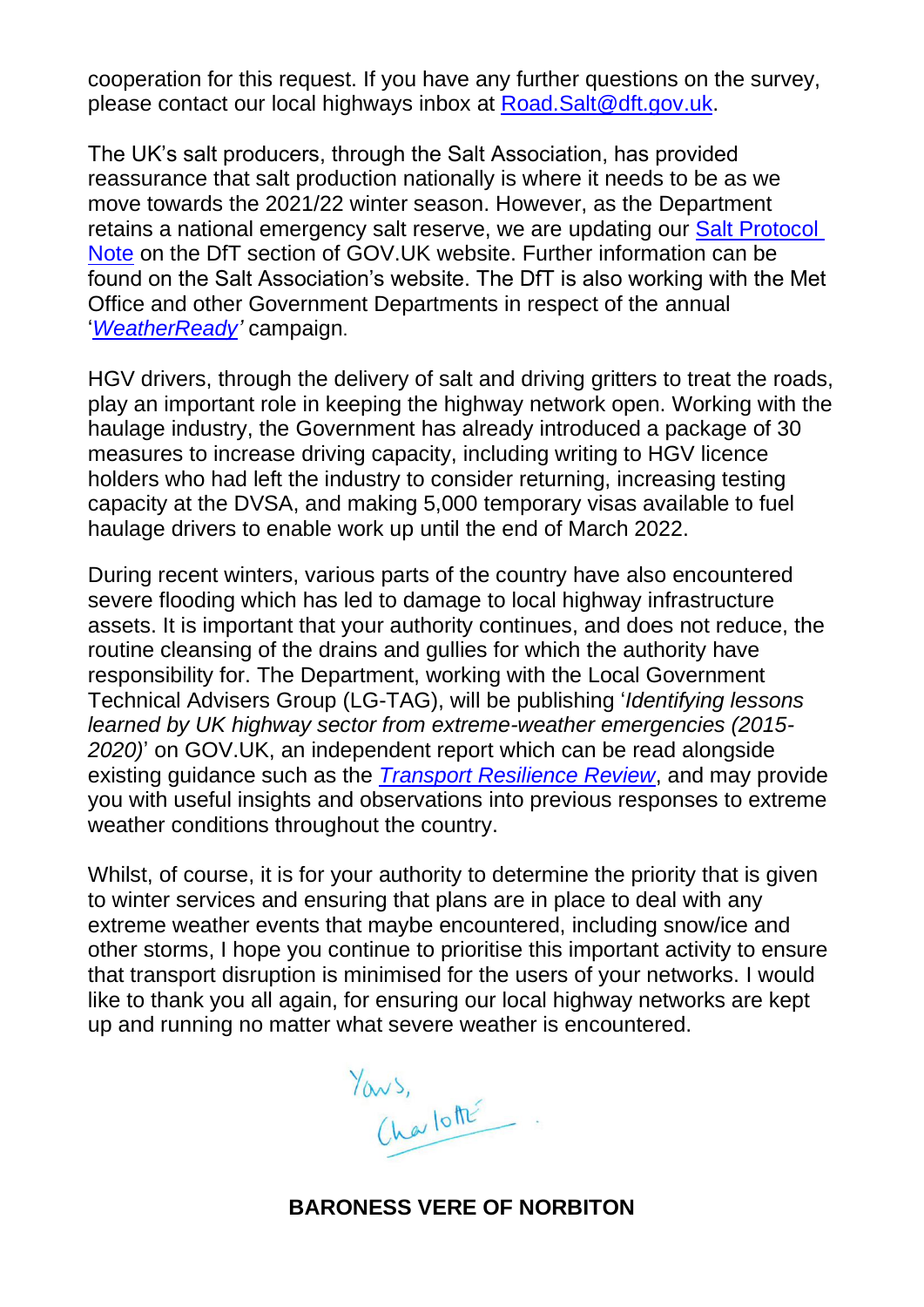cooperation for this request. If you have any further questions on the survey, please contact our local highways inbox at [Road.Salt@dft.gov.uk](mailto:Road.Salt@dft.gov.uk).

The UK's salt producers, through the Salt Association, has provided reassurance that salt production nationally is where it needs to be as we move towards the 2021/22 winter season. However, as the Department retains a national emergency salt reserve, we are updating our Salt Protocol Note on the DfT section of GOV.UK website. Further information can be found on the Salt Association's website. The DfT is also working with the Met Office and other Government Departments in respect of the annual '*WeatherReady'* campaign.

HGV drivers, through the delivery of salt and driving gritters to treat the roads, play an important role in keeping the highway network open. Working with the haulage industry, the Government has already introduced a package of 30 measures to increase driving capacity, including writing to HGV licence holders who had left the industry to consider returning, increasing testing capacity at the DVSA, and making 5,000 temporary visas available to fuel haulage drivers to enable work up until the end of March 2022.

During recent winters, various parts of the country have also encountered severe flooding which has led to damage to local highway infrastructure assets. It is important that your authority continues, and does not reduce, the routine cleansing of the drains and gullies for which the authority have responsibility for. The Department, working with the Local Government Technical Advisers Group (LG-TAG), will be publishing '*Identifying lessons learned by UK highway sector from extreme-weather emergencies (2015-2020)*' on GOV.UK, an independent report which can be read alongside existing guidance such as the *Transport Resilience Review*, and may provide you with useful insights and observations into previous responses to extreme weather conditions throughout the country.

Whilst, of course, it is for your authority to determine the priority that is given to winter services and ensuring that plans are in place to deal with any extreme weather events that maybe encountered, including snow/ice and other storms, I hope you continue to prioritise this important activity to ensure that transport disruption is minimised for the users of your networks. I would like to thank you all again, for ensuring our local highway networks are kept up and running no matter what severe weather is encountered.

Yours,
Charlotte

**BARONESS VERE OF NORBITON**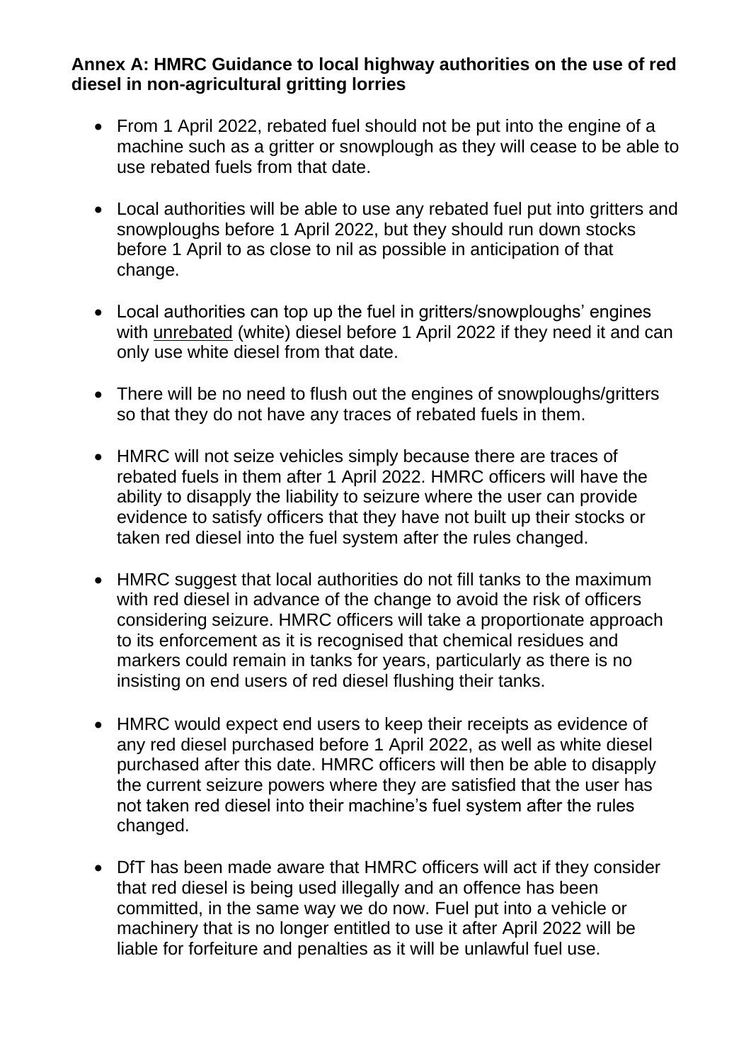**Annex A: HMRC Guidance to local highway authorities on the use of red diesel in non-agricultural gritting lorries**

- From 1 April 2022, rebated fuel should not be put into the engine of a machine such as a gritter or snowplough as they will cease to be able to use rebated fuels from that date.
- Local authorities will be able to use any rebated fuel put into gritters and snowploughs before 1 April 2022, but they should run down stocks before 1 April to as close to nil as possible in anticipation of that change.
- Local authorities can top up the fuel in gritters/snowploughs' engines with unrebated (white) diesel before 1 April 2022 if they need it and can only use white diesel from that date.
- There will be no need to flush out the engines of snowploughs/gritters so that they do not have any traces of rebated fuels in them.
- HMRC will not seize vehicles simply because there are traces of rebated fuels in them after 1 April 2022. HMRC officers will have the ability to disapply the liability to seizure where the user can provide evidence to satisfy officers that they have not built up their stocks or taken red diesel into the fuel system after the rules changed.
- HMRC suggest that local authorities do not fill tanks to the maximum with red diesel in advance of the change to avoid the risk of officers considering seizure. HMRC officers will take a proportionate approach to its enforcement as it is recognised that chemical residues and markers could remain in tanks for years, particularly as there is no insisting on end users of red diesel flushing their tanks.
- HMRC would expect end users to keep their receipts as evidence of any red diesel purchased before 1 April 2022, as well as white diesel purchased after this date. HMRC officers will then be able to disapply the current seizure powers where they are satisfied that the user has not taken red diesel into their machine's fuel system after the rules changed.
- DfT has been made aware that HMRC officers will act if they consider that red diesel is being used illegally and an offence has been committed, in the same way we do now. Fuel put into a vehicle or machinery that is no longer entitled to use it after April 2022 will be liable for forfeiture and penalties as it will be unlawful fuel use.